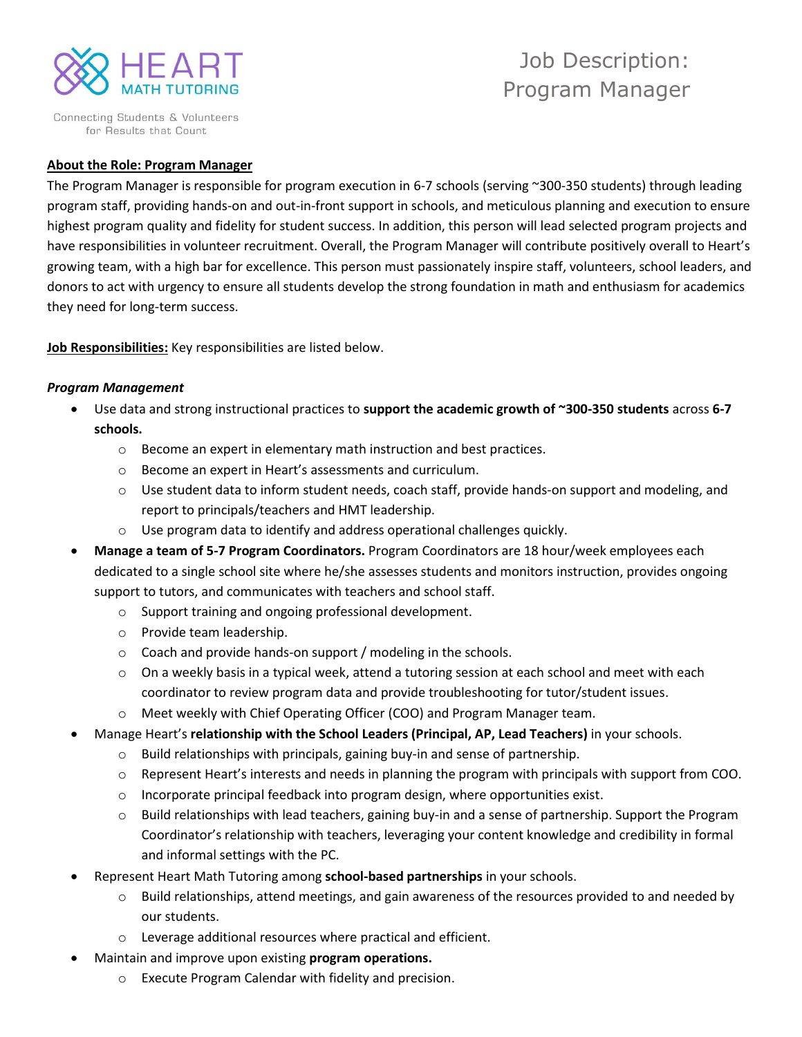HEART MATH TUTORING

Connecting Students & Volunteers for Results that Count

# Job Description: Program Manager

**About the Role: Program Manager**

The Program Manager is responsible for program execution in 6-7 schools (serving ~300-350 students) through leading program staff, providing hands-on and out-in-front support in schools, and meticulous planning and execution to ensure highest program quality and fidelity for student success. In addition, this person will lead selected program projects and have responsibilities in volunteer recruitment. Overall, the Program Manager will contribute positively overall to Heart's growing team, with a high bar for excellence. This person must passionately inspire staff, volunteers, school leaders, and donors to act with urgency to ensure all students develop the strong foundation in math and enthusiasm for academics they need for long-term success.

**Job Responsibilities:** Key responsibilities are listed below.

***Program Management***

- Use data and strong instructional practices to **support the academic growth of ~300-350 students** across **6-7 schools.**
  - Become an expert in elementary math instruction and best practices.
  - Become an expert in Heart's assessments and curriculum.
  - Use student data to inform student needs, coach staff, provide hands-on support and modeling, and report to principals/teachers and HMT leadership.
  - Use program data to identify and address operational challenges quickly.
- **Manage a team of 5-7 Program Coordinators.** Program Coordinators are 18 hour/week employees each dedicated to a single school site where he/she assesses students and monitors instruction, provides ongoing support to tutors, and communicates with teachers and school staff.
  - Support training and ongoing professional development.
  - Provide team leadership.
  - Coach and provide hands-on support / modeling in the schools.
  - On a weekly basis in a typical week, attend a tutoring session at each school and meet with each coordinator to review program data and provide troubleshooting for tutor/student issues.
  - Meet weekly with Chief Operating Officer (COO) and Program Manager team.
- Manage Heart's **relationship with the School Leaders (Principal, AP, Lead Teachers)** in your schools.
  - Build relationships with principals, gaining buy-in and sense of partnership.
  - Represent Heart's interests and needs in planning the program with principals with support from COO.
  - Incorporate principal feedback into program design, where opportunities exist.
  - Build relationships with lead teachers, gaining buy-in and a sense of partnership. Support the Program Coordinator's relationship with teachers, leveraging your content knowledge and credibility in formal and informal settings with the PC.
- Represent Heart Math Tutoring among **school-based partnerships** in your schools.
  - Build relationships, attend meetings, and gain awareness of the resources provided to and needed by our students.
  - Leverage additional resources where practical and efficient.
- Maintain and improve upon existing **program operations.**
  - Execute Program Calendar with fidelity and precision.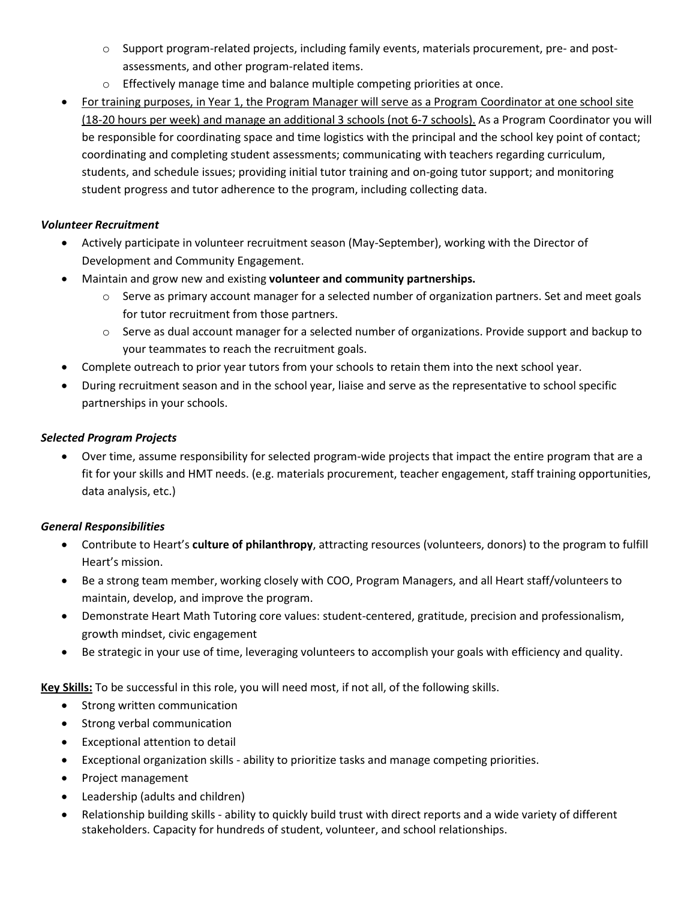- Support program-related projects, including family events, materials procurement, pre- and post-assessments, and other program-related items.
  - Effectively manage time and balance multiple competing priorities at once.
- <u>For training purposes, in Year 1, the Program Manager will serve as a Program Coordinator at one school site (18-20 hours per week) and manage an additional 3 schools (not 6-7 schools).</u> As a Program Coordinator you will be responsible for coordinating space and time logistics with the principal and the school key point of contact; coordinating and completing student assessments; communicating with teachers regarding curriculum, students, and schedule issues; providing initial tutor training and on-going tutor support; and monitoring student progress and tutor adherence to the program, including collecting data.

***Volunteer Recruitment***

- Actively participate in volunteer recruitment season (May-September), working with the Director of Development and Community Engagement.
- Maintain and grow new and existing **volunteer and community partnerships.**
  - Serve as primary account manager for a selected number of organization partners. Set and meet goals for tutor recruitment from those partners.
  - Serve as dual account manager for a selected number of organizations. Provide support and backup to your teammates to reach the recruitment goals.
- Complete outreach to prior year tutors from your schools to retain them into the next school year.
- During recruitment season and in the school year, liaise and serve as the representative to school specific partnerships in your schools.

***Selected Program Projects***

- Over time, assume responsibility for selected program-wide projects that impact the entire program that are a fit for your skills and HMT needs. (e.g. materials procurement, teacher engagement, staff training opportunities, data analysis, etc.)

***General Responsibilities***

- Contribute to Heart's **culture of philanthropy**, attracting resources (volunteers, donors) to the program to fulfill Heart's mission.
- Be a strong team member, working closely with COO, Program Managers, and all Heart staff/volunteers to maintain, develop, and improve the program.
- Demonstrate Heart Math Tutoring core values: student-centered, gratitude, precision and professionalism, growth mindset, civic engagement
- Be strategic in your use of time, leveraging volunteers to accomplish your goals with efficiency and quality.

<u>**Key Skills:**</u> To be successful in this role, you will need most, if not all, of the following skills.

- Strong written communication
- Strong verbal communication
- Exceptional attention to detail
- Exceptional organization skills - ability to prioritize tasks and manage competing priorities.
- Project management
- Leadership (adults and children)
- Relationship building skills - ability to quickly build trust with direct reports and a wide variety of different stakeholders. Capacity for hundreds of student, volunteer, and school relationships.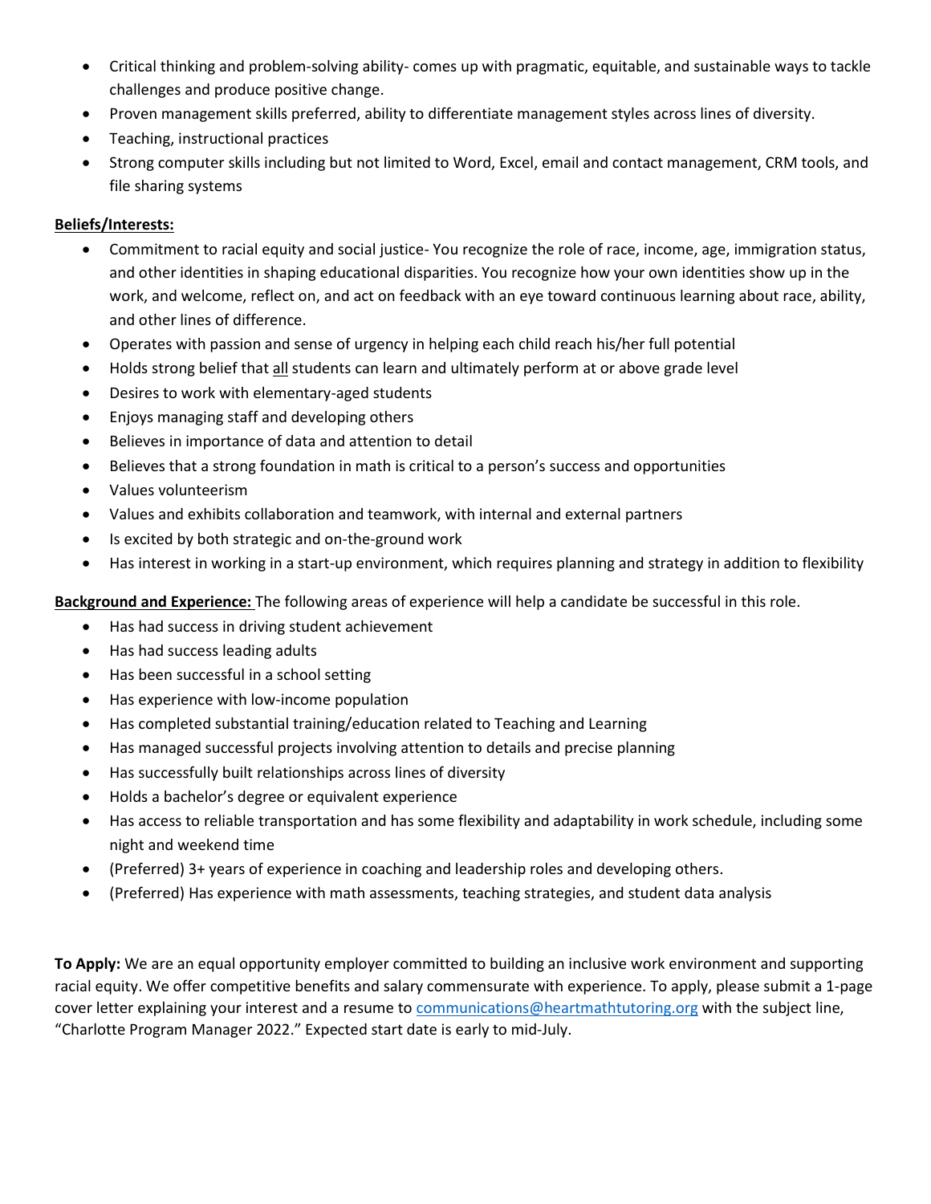- Critical thinking and problem-solving ability- comes up with pragmatic, equitable, and sustainable ways to tackle challenges and produce positive change.
- Proven management skills preferred, ability to differentiate management styles across lines of diversity.
- Teaching, instructional practices
- Strong computer skills including but not limited to Word, Excel, email and contact management, CRM tools, and file sharing systems

**Beliefs/Interests:**

- Commitment to racial equity and social justice- You recognize the role of race, income, age, immigration status, and other identities in shaping educational disparities. You recognize how your own identities show up in the work, and welcome, reflect on, and act on feedback with an eye toward continuous learning about race, ability, and other lines of difference.
- Operates with passion and sense of urgency in helping each child reach his/her full potential
- Holds strong belief that <u>all</u> students can learn and ultimately perform at or above grade level
- Desires to work with elementary-aged students
- Enjoys managing staff and developing others
- Believes in importance of data and attention to detail
- Believes that a strong foundation in math is critical to a person's success and opportunities
- Values volunteerism
- Values and exhibits collaboration and teamwork, with internal and external partners
- Is excited by both strategic and on-the-ground work
- Has interest in working in a start-up environment, which requires planning and strategy in addition to flexibility

**Background and Experience:** The following areas of experience will help a candidate be successful in this role.

- Has had success in driving student achievement
- Has had success leading adults
- Has been successful in a school setting
- Has experience with low-income population
- Has completed substantial training/education related to Teaching and Learning
- Has managed successful projects involving attention to details and precise planning
- Has successfully built relationships across lines of diversity
- Holds a bachelor's degree or equivalent experience
- Has access to reliable transportation and has some flexibility and adaptability in work schedule, including some night and weekend time
- (Preferred) 3+ years of experience in coaching and leadership roles and developing others.
- (Preferred) Has experience with math assessments, teaching strategies, and student data analysis

**To Apply:** We are an equal opportunity employer committed to building an inclusive work environment and supporting racial equity. We offer competitive benefits and salary commensurate with experience. To apply, please submit a 1-page cover letter explaining your interest and a resume to communications@heartmathtutoring.org with the subject line, "Charlotte Program Manager 2022." Expected start date is early to mid-July.